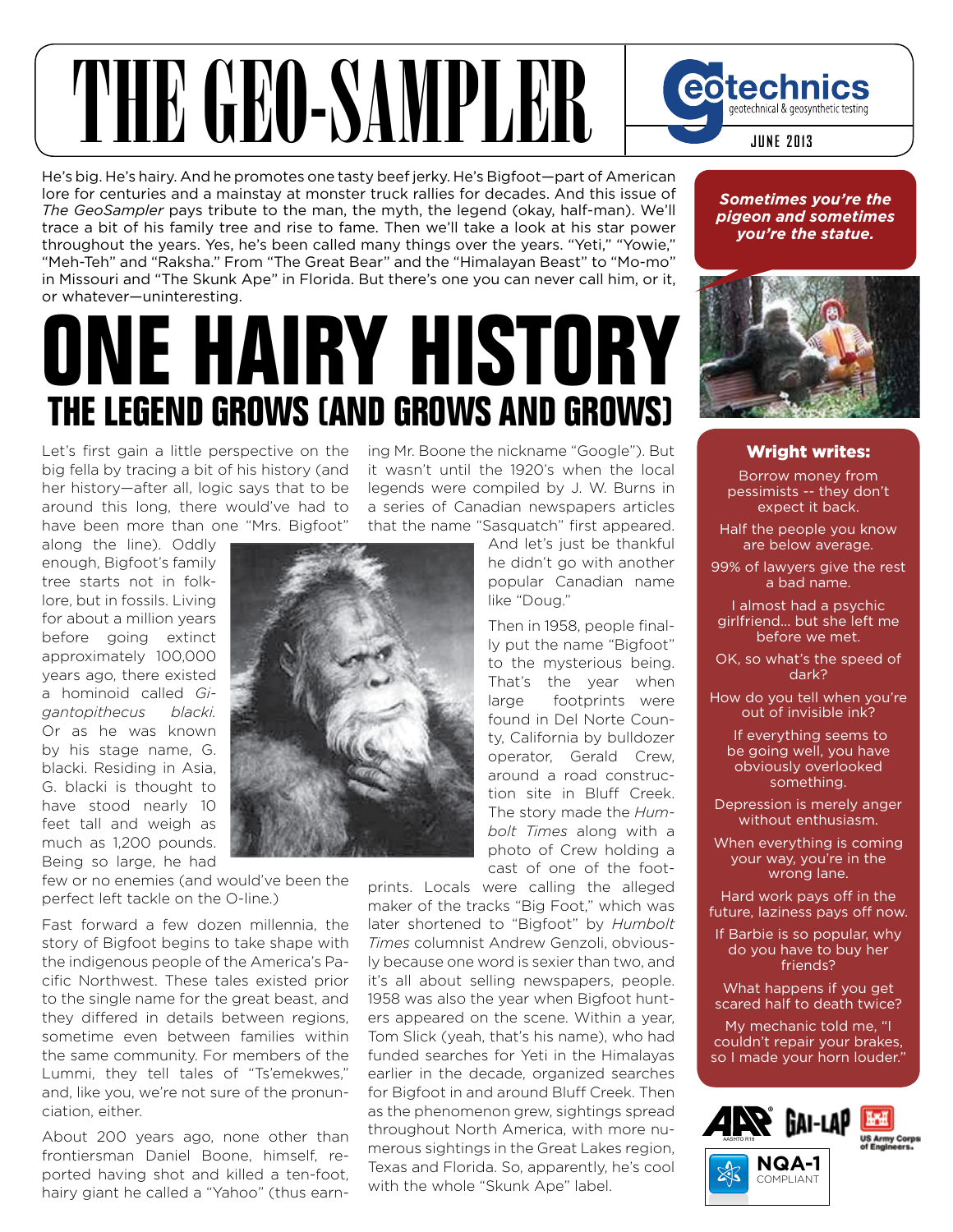# THE GEO-SAMPLER

geotechnics
geotechnical & geosynthetic testing

JUNE 2013

He's big. He's hairy. And he promotes one tasty beef jerky. He's Bigfoot—part of American lore for centuries and a mainstay at monster truck rallies for decades. And this issue of *The GeoSampler* pays tribute to the man, the myth, the legend (okay, half-man). We'll trace a bit of his family tree and rise to fame. Then we'll take a look at his star power throughout the years. Yes, he's been called many things over the years. "Yeti," "Yowie," "Meh-Teh" and "Raksha." From "The Great Bear" and the "Himalayan Beast" to "Mo-mo" in Missouri and "The Skunk Ape" in Florida. But there's one you can never call him, or it, or whatever—uninteresting.

# ONE HAIRY HISTORY

## THE LEGEND GROWS (AND GROWS AND GROWS)

Let's first gain a little perspective on the big fella by tracing a bit of his history (and her history—after all, logic says that to be around this long, there would've had to have been more than one "Mrs. Bigfoot" along the line). Oddly enough, Bigfoot's family tree starts not in folklore, but in fossils. Living for about a million years before going extinct approximately 100,000 years ago, there existed a hominoid called *Gigantopithecus blacki*. Or as he was known by his stage name, G. blacki. Residing in Asia, G. blacki is thought to have stood nearly 10 feet tall and weigh as much as 1,200 pounds. Being so large, he had few or no enemies (and would've been the perfect left tackle on the O-line.)

Fast forward a few dozen millennia, the story of Bigfoot begins to take shape with the indigenous people of the America's Pacific Northwest. These tales existed prior to the single name for the great beast, and they differed in details between regions, sometime even between families within the same community. For members of the Lummi, they tell tales of "Ts'emekwes," and, like you, we're not sure of the pronunciation, either.

About 200 years ago, none other than frontiersman Daniel Boone, himself, reported having shot and killed a ten-foot, hairy giant he called a "Yahoo" (thus earning Mr. Boone the nickname "Google"). But it wasn't until the 1920's when the local legends were compiled by J. W. Burns in a series of Canadian newspapers articles that the name "Sasquatch" first appeared. And let's just be thankful he didn't go with another popular Canadian name like "Doug."

Then in 1958, people finally put the name "Bigfoot" to the mysterious being. That's the year when large footprints were found in Del Norte County, California by bulldozer operator, Gerald Crew, around a road construction site in Bluff Creek. The story made the *Humbolt Times* along with a photo of Crew holding a cast of one of the footprints. Locals were calling the alleged maker of the tracks "Big Foot," which was later shortened to "Bigfoot" by *Humbolt Times* columnist Andrew Genzoli, obviously because one word is sexier than two, and it's all about selling newspapers, people. 1958 was also the year when Bigfoot hunters appeared on the scene. Within a year, Tom Slick (yeah, that's his name), who had funded searches for Yeti in the Himalayas earlier in the decade, organized searches for Bigfoot in and around Bluff Creek. Then as the phenomenon grew, sightings spread throughout North America, with more numerous sightings in the Great Lakes region, Texas and Florida. So, apparently, he's cool with the whole "Skunk Ape" label.

***Sometimes you're the pigeon and sometimes you're the statue.***

### Wright writes:

Borrow money from pessimists -- they don't expect it back.

Half the people you know are below average.

99% of lawyers give the rest a bad name.

I almost had a psychic girlfriend... but she left me before we met.

OK, so what's the speed of dark?

How do you tell when you're out of invisible ink?

If everything seems to be going well, you have obviously overlooked something.

Depression is merely anger without enthusiasm.

When everything is coming your way, you're in the wrong lane.

Hard work pays off in the future, laziness pays off now.

If Barbie is so popular, why do you have to buy her friends?

What happens if you get scared half to death twice?

My mechanic told me, "I couldn't repair your brakes, so I made your horn louder."

AASHTO R18 · GAI-LAP · US Army Corps of Engineers · NQA-1 COMPLIANT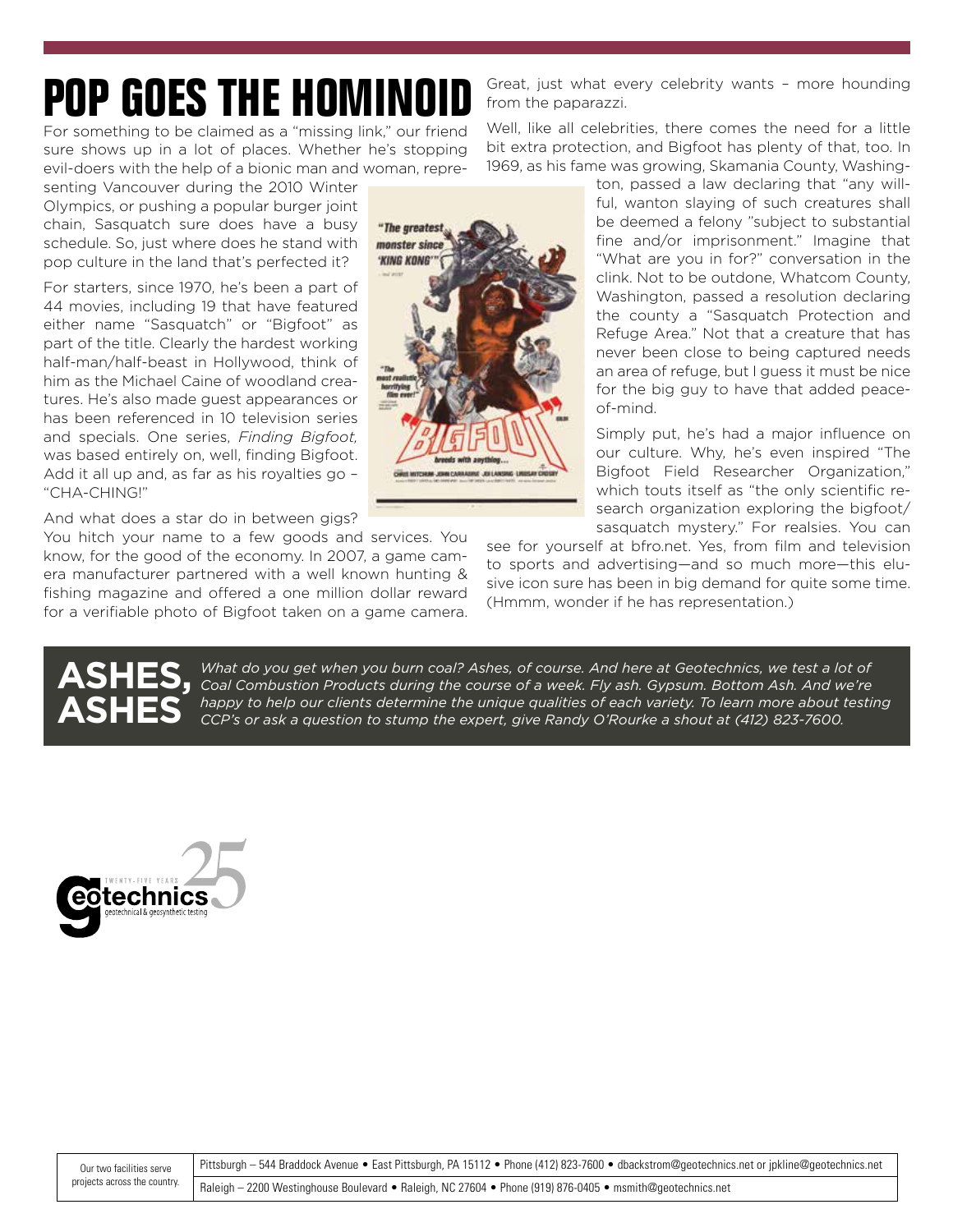# POP GOES THE HOMINOID

For something to be claimed as a "missing link," our friend sure shows up in a lot of places. Whether he's stopping evil-doers with the help of a bionic man and woman, representing Vancouver during the 2010 Winter Olympics, or pushing a popular burger joint chain, Sasquatch sure does have a busy schedule. So, just where does he stand with pop culture in the land that's perfected it?

For starters, since 1970, he's been a part of 44 movies, including 19 that have featured either name "Sasquatch" or "Bigfoot" as part of the title. Clearly the hardest working half-man/half-beast in Hollywood, think of him as the Michael Caine of woodland creatures. He's also made guest appearances or has been referenced in 10 television series and specials. One series, *Finding Bigfoot,* was based entirely on, well, finding Bigfoot. Add it all up and, as far as his royalties go – "CHA-CHING!"

And what does a star do in between gigs? You hitch your name to a few goods and services. You know, for the good of the economy. In 2007, a game camera manufacturer partnered with a well known hunting & fishing magazine and offered a one million dollar reward for a verifiable photo of Bigfoot taken on a game camera. Great, just what every celebrity wants – more hounding from the paparazzi.

Well, like all celebrities, there comes the need for a little bit extra protection, and Bigfoot has plenty of that, too. In 1969, as his fame was growing, Skamania County, Washington, passed a law declaring that "any willful, wanton slaying of such creatures shall be deemed a felony "subject to substantial fine and/or imprisonment." Imagine that "What are you in for?" conversation in the clink. Not to be outdone, Whatcom County, Washington, passed a resolution declaring the county a "Sasquatch Protection and Refuge Area." Not that a creature that has never been close to being captured needs an area of refuge, but I guess it must be nice for the big guy to have that added peace-of-mind.

Simply put, he's had a major influence on our culture. Why, he's even inspired "The Bigfoot Field Researcher Organization," which touts itself as "the only scientific research organization exploring the bigfoot/sasquatch mystery." For realsies. You can see for yourself at bfro.net. Yes, from film and television to sports and advertising—and so much more—this elusive icon sure has been in big demand for quite some time. (Hmmm, wonder if he has representation.)

## ASHES, ASHES

*What do you get when you burn coal? Ashes, of course. And here at Geotechnics, we test a lot of Coal Combustion Products during the course of a week. Fly ash. Gypsum. Bottom Ash. And we're happy to help our clients determine the unique qualities of each variety. To learn more about testing CCP's or ask a question to stump the expert, give Randy O'Rourke a shout at (412) 823-7600.*

geotechnics — TWENTY-FIVE YEARS 25 — geotechnical & geosynthetic testing

| | |
|---|---|
| Our two facilities serve projects across the country. | Pittsburgh – 544 Braddock Avenue • East Pittsburgh, PA 15112 • Phone (412) 823-7600 • dbackstrom@geotechnics.net or jpkline@geotechnics.net |
| | Raleigh – 2200 Westinghouse Boulevard • Raleigh, NC 27604 • Phone (919) 876-0405 • msmith@geotechnics.net |